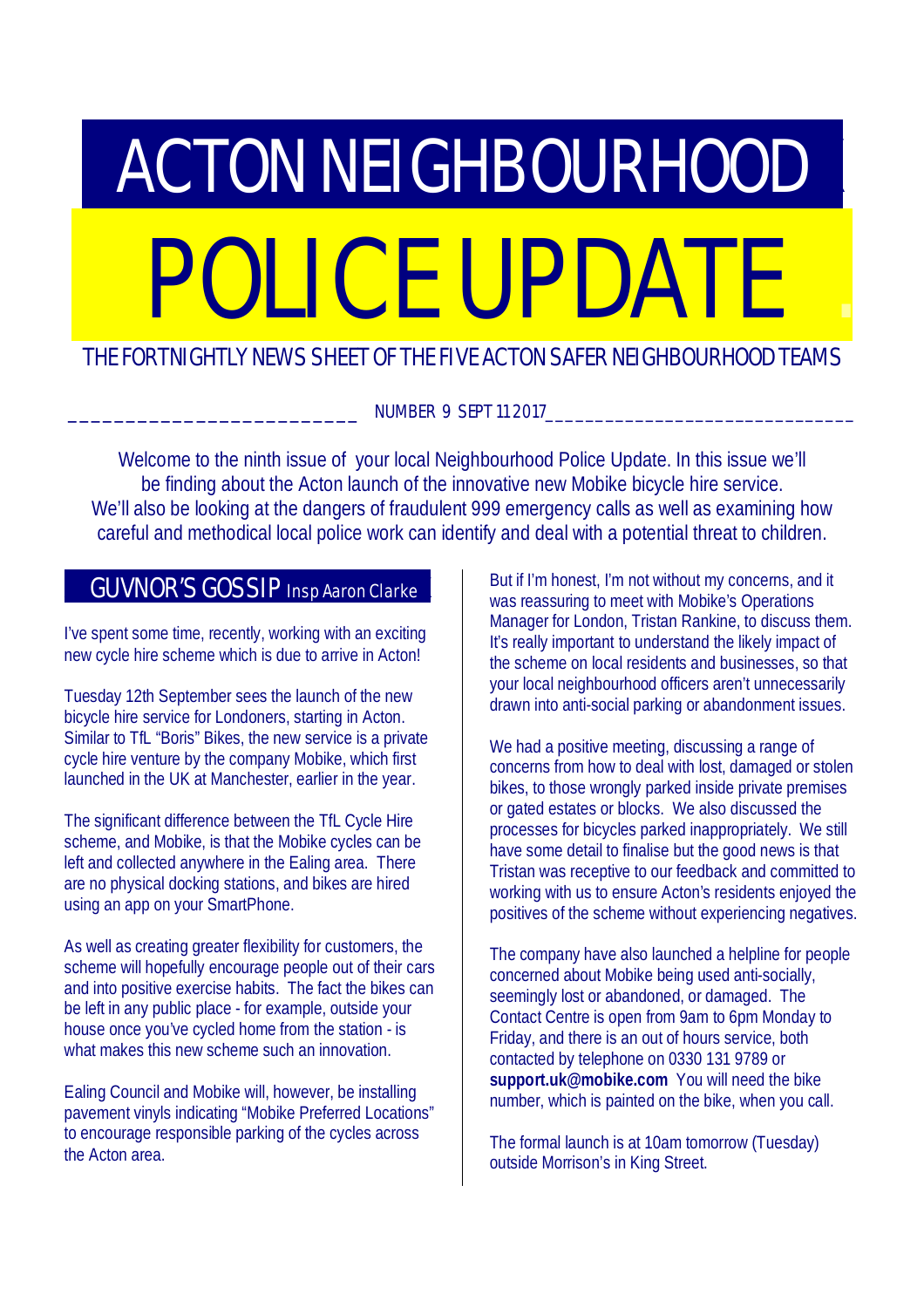# ACTON NEIGHBOURHOOD POLICE UPDATE

THE FORTNIGHTLY NEWS SHEET OF THE FIVE ACTON SAFER NEIGHBOURHOOD TEAMS

NUMBER 9 SEPT 11 2017

Welcome to the ninth issue of your local Neighbourhood Police Update. In this issue we'll be finding about the Acton launch of the innovative new Mobike bicycle hire service. We'll also be looking at the dangers of fraudulent 999 emergency calls as well as examining how careful and methodical local police work can identify and deal with a potential threat to children.

## GUVNOR'S GOSSIP Insp Aaron Clarke

I've spent some time, recently, working with an exciting new cycle hire scheme which is due to arrive in Acton!

Tuesday 12th September sees the launch of the new bicycle hire service for Londoners, starting in Acton. Similar to TfL "Boris" Bikes, the new service is a private cycle hire venture by the company Mobike, which first launched in the UK at Manchester, earlier in the year.

The significant difference between the TfL Cycle Hire scheme, and Mobike, is that the Mobike cycles can be left and collected anywhere in the Ealing area. There are no physical docking stations, and bikes are hired using an app on your SmartPhone.

As well as creating greater flexibility for customers, the scheme will hopefully encourage people out of their cars and into positive exercise habits. The fact the bikes can be left in any public place - for example, outside your house once you've cycled home from the station - is what makes this new scheme such an innovation.

Ealing Council and Mobike will, however, be installing pavement vinyls indicating "Mobike Preferred Locations" to encourage responsible parking of the cycles across the Acton area.

But if I'm honest, I'm not without my concerns, and it was reassuring to meet with Mobike's Operations Manager for London, Tristan Rankine, to discuss them. It's really important to understand the likely impact of the scheme on local residents and businesses, so that your local neighbourhood officers aren't unnecessarily drawn into anti-social parking or abandonment issues.

We had a positive meeting, discussing a range of concerns from how to deal with lost, damaged or stolen bikes, to those wrongly parked inside private premises or gated estates or blocks. We also discussed the processes for bicycles parked inappropriately. We still have some detail to finalise but the good news is that Tristan was receptive to our feedback and committed to working with us to ensure Acton's residents enjoyed the positives of the scheme without experiencing negatives.

The company have also launched a helpline for people concerned about Mobike being used anti-socially, seemingly lost or abandoned, or damaged. The Contact Centre is open from 9am to 6pm Monday to Friday, and there is an out of hours service, both contacted by telephone on 0330 131 9789 or **support.uk@mobike.com** You will need the bike number, which is painted on the bike, when you call.

The formal launch is at 10am tomorrow (Tuesday) outside Morrison's in King Street.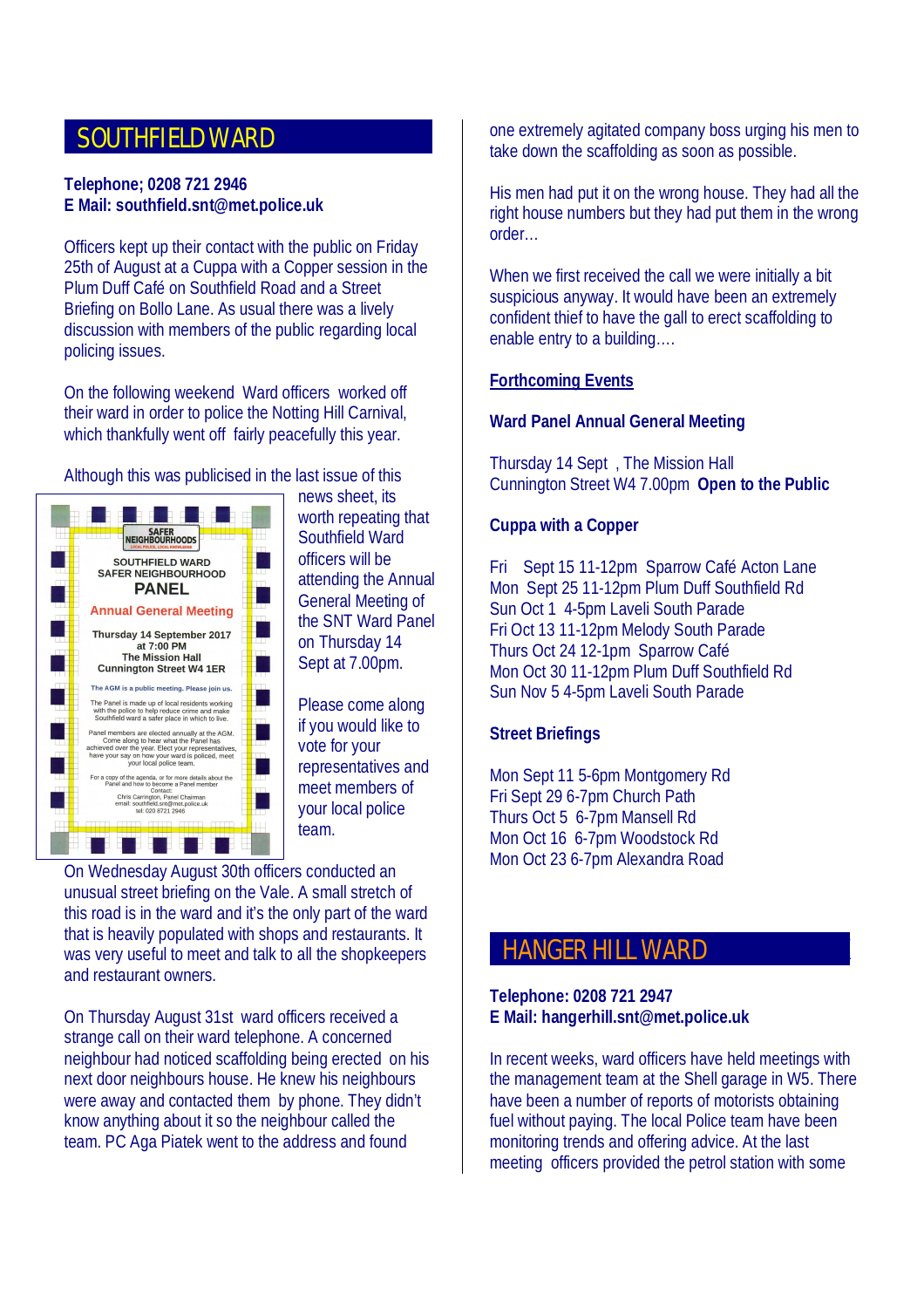## SOUTHFIELD WARD

**Telephone; 0208 721 2946**
**E Mail: southfield.snt@met.police.uk**

Officers kept up their contact with the public on Friday 25th of August at a Cuppa with a Copper session in the Plum Duff Café on Southfield Road and a Street Briefing on Bollo Lane. As usual there was a lively discussion with members of the public regarding local policing issues.

On the following weekend Ward officers worked off their ward in order to police the Notting Hill Carnival, which thankfully went off fairly peacefully this year.

Although this was publicised in the last issue of this news sheet, its worth repeating that Southfield Ward officers will be attending the Annual General Meeting of the SNT Ward Panel on Thursday 14 Sept at 7.00pm.

Please come along if you would like to vote for your representatives and meet members of your local police team.

On Wednesday August 30th officers conducted an unusual street briefing on the Vale. A small stretch of this road is in the ward and it's the only part of the ward that is heavily populated with shops and restaurants. It was very useful to meet and talk to all the shopkeepers and restaurant owners.

On Thursday August 31st ward officers received a strange call on their ward telephone. A concerned neighbour had noticed scaffolding being erected on his next door neighbours house. He knew his neighbours were away and contacted them by phone. They didn't know anything about it so the neighbour called the team. PC Aga Piatek went to the address and found one extremely agitated company boss urging his men to take down the scaffolding as soon as possible.

His men had put it on the wrong house. They had all the right house numbers but they had put them in the wrong order…

When we first received the call we were initially a bit suspicious anyway. It would have been an extremely confident thief to have the gall to erect scaffolding to enable entry to a building….

### Forthcoming Events

**Ward Panel Annual General Meeting**

Thursday 14 Sept , The Mission Hall
Cunnington Street W4 7.00pm **Open to the Public**

**Cuppa with a Copper**

Fri Sept 15 11-12pm Sparrow Café Acton Lane
Mon Sept 25 11-12pm Plum Duff Southfield Rd
Sun Oct 1 4-5pm Laveli South Parade
Fri Oct 13 11-12pm Melody South Parade
Thurs Oct 24 12-1pm Sparrow Café
Mon Oct 30 11-12pm Plum Duff Southfield Rd
Sun Nov 5 4-5pm Laveli South Parade

**Street Briefings**

Mon Sept 11 5-6pm Montgomery Rd
Fri Sept 29 6-7pm Church Path
Thurs Oct 5 6-7pm Mansell Rd
Mon Oct 16 6-7pm Woodstock Rd
Mon Oct 23 6-7pm Alexandra Road

## HANGER HILL WARD

**Telephone: 0208 721 2947**
**E Mail: hangerhill.snt@met.police.uk**

In recent weeks, ward officers have held meetings with the management team at the Shell garage in W5. There have been a number of reports of motorists obtaining fuel without paying. The local Police team have been monitoring trends and offering advice. At the last meeting officers provided the petrol station with some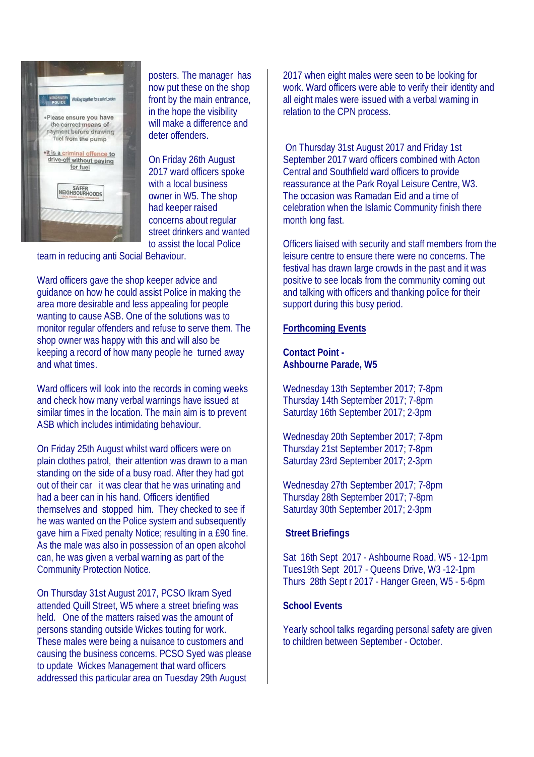posters. The manager has now put these on the shop front by the main entrance, in the hope the visibility will make a difference and deter offenders.

On Friday 26th August 2017 ward officers spoke with a local business owner in W5. The shop had keeper raised concerns about regular street drinkers and wanted to assist the local Police team in reducing anti Social Behaviour.

Ward officers gave the shop keeper advice and guidance on how he could assist Police in making the area more desirable and less appealing for people wanting to cause ASB. One of the solutions was to monitor regular offenders and refuse to serve them. The shop owner was happy with this and will also be keeping a record of how many people he turned away and what times.

Ward officers will look into the records in coming weeks and check how many verbal warnings have issued at similar times in the location. The main aim is to prevent ASB which includes intimidating behaviour.

On Friday 25th August whilst ward officers were on plain clothes patrol, their attention was drawn to a man standing on the side of a busy road. After they had got out of their car it was clear that he was urinating and had a beer can in his hand. Officers identified themselves and stopped him. They checked to see if he was wanted on the Police system and subsequently gave him a Fixed penalty Notice; resulting in a £90 fine. As the male was also in possession of an open alcohol can, he was given a verbal warning as part of the Community Protection Notice.

On Thursday 31st August 2017, PCSO Ikram Syed attended Quill Street, W5 where a street briefing was held. One of the matters raised was the amount of persons standing outside Wickes touting for work. These males were being a nuisance to customers and causing the business concerns. PCSO Syed was please to update Wickes Management that ward officers addressed this particular area on Tuesday 29th August 2017 when eight males were seen to be looking for work. Ward officers were able to verify their identity and all eight males were issued with a verbal warning in relation to the CPN process.

On Thursday 31st August 2017 and Friday 1st September 2017 ward officers combined with Acton Central and Southfield ward officers to provide reassurance at the Park Royal Leisure Centre, W3. The occasion was Ramadan Eid and a time of celebration when the Islamic Community finish there month long fast.

Officers liaised with security and staff members from the leisure centre to ensure there were no concerns. The festival has drawn large crowds in the past and it was positive to see locals from the community coming out and talking with officers and thanking police for their support during this busy period.

## Forthcoming Events

**Contact Point -**
**Ashbourne Parade, W5**

Wednesday 13th September 2017; 7-8pm
Thursday 14th September 2017; 7-8pm
Saturday 16th September 2017; 2-3pm

Wednesday 20th September 2017; 7-8pm
Thursday 21st September 2017; 7-8pm
Saturday 23rd September 2017; 2-3pm

Wednesday 27th September 2017; 7-8pm
Thursday 28th September 2017; 7-8pm
Saturday 30th September 2017; 2-3pm

**Street Briefings**

Sat 16th Sept 2017 - Ashbourne Road, W5 - 12-1pm
Tues19th Sept 2017 - Queens Drive, W3 -12-1pm
Thurs 28th Sept r 2017 - Hanger Green, W5 - 5-6pm

**School Events**

Yearly school talks regarding personal safety are given to children between September - October.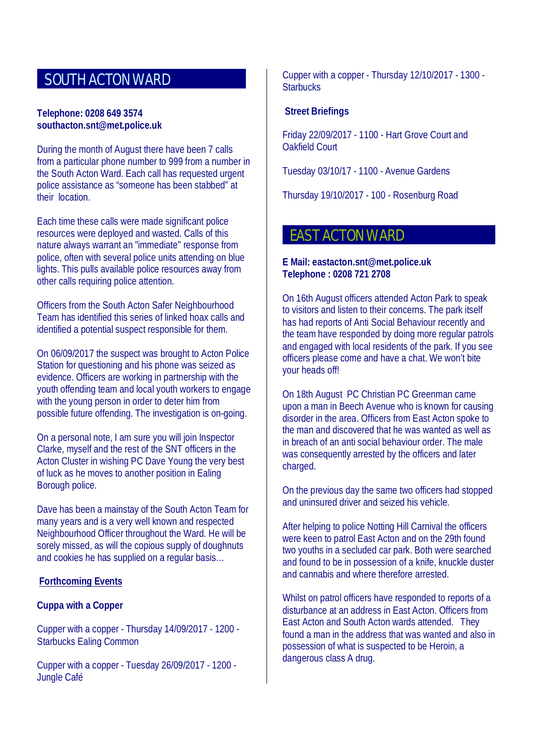## SOUTH ACTON WARD

**Telephone: 0208 649 3574**
**southacton.snt@met.police.uk**

During the month of August there have been 7 calls from a particular phone number to 999 from a number in the South Acton Ward. Each call has requested urgent police assistance as "someone has been stabbed" at their location.

Each time these calls were made significant police resources were deployed and wasted. Calls of this nature always warrant an "immediate" response from police, often with several police units attending on blue lights. This pulls available police resources away from other calls requiring police attention.

Officers from the South Acton Safer Neighbourhood Team has identified this series of linked hoax calls and identified a potential suspect responsible for them.

On 06/09/2017 the suspect was brought to Acton Police Station for questioning and his phone was seized as evidence. Officers are working in partnership with the youth offending team and local youth workers to engage with the young person in order to deter him from possible future offending. The investigation is on-going.

On a personal note, I am sure you will join Inspector Clarke, myself and the rest of the SNT officers in the Acton Cluster in wishing PC Dave Young the very best of luck as he moves to another position in Ealing Borough police.

Dave has been a mainstay of the South Acton Team for many years and is a very well known and respected Neighbourhood Officer throughout the Ward. He will be sorely missed, as will the copious supply of doughnuts and cookies he has supplied on a regular basis…

**Forthcoming Events**

**Cuppa with a Copper**

Cupper with a copper - Thursday 14/09/2017 - 1200 - Starbucks Ealing Common

Cupper with a copper - Tuesday 26/09/2017 - 1200 - Jungle Café

Cupper with a copper - Thursday 12/10/2017 - 1300 - Starbucks

**Street Briefings**

Friday 22/09/2017 - 1100 - Hart Grove Court and Oakfield Court

Tuesday 03/10/17 - 1100 - Avenue Gardens

Thursday 19/10/2017 - 100 - Rosenburg Road

## EAST ACTON WARD

**E Mail: eastacton.snt@met.police.uk**
**Telephone : 0208 721 2708**

On 16th August officers attended Acton Park to speak to visitors and listen to their concerns. The park itself has had reports of Anti Social Behaviour recently and the team have responded by doing more regular patrols and engaged with local residents of the park. If you see officers please come and have a chat. We won't bite your heads off!

On 18th August PC Christian PC Greenman came upon a man in Beech Avenue who is known for causing disorder in the area. Officers from East Acton spoke to the man and discovered that he was wanted as well as in breach of an anti social behaviour order. The male was consequently arrested by the officers and later charged.

On the previous day the same two officers had stopped and uninsured driver and seized his vehicle.

After helping to police Notting Hill Carnival the officers were keen to patrol East Acton and on the 29th found two youths in a secluded car park. Both were searched and found to be in possession of a knife, knuckle duster and cannabis and where therefore arrested.

Whilst on patrol officers have responded to reports of a disturbance at an address in East Acton. Officers from East Acton and South Acton wards attended. They found a man in the address that was wanted and also in possession of what is suspected to be Heroin, a dangerous class A drug.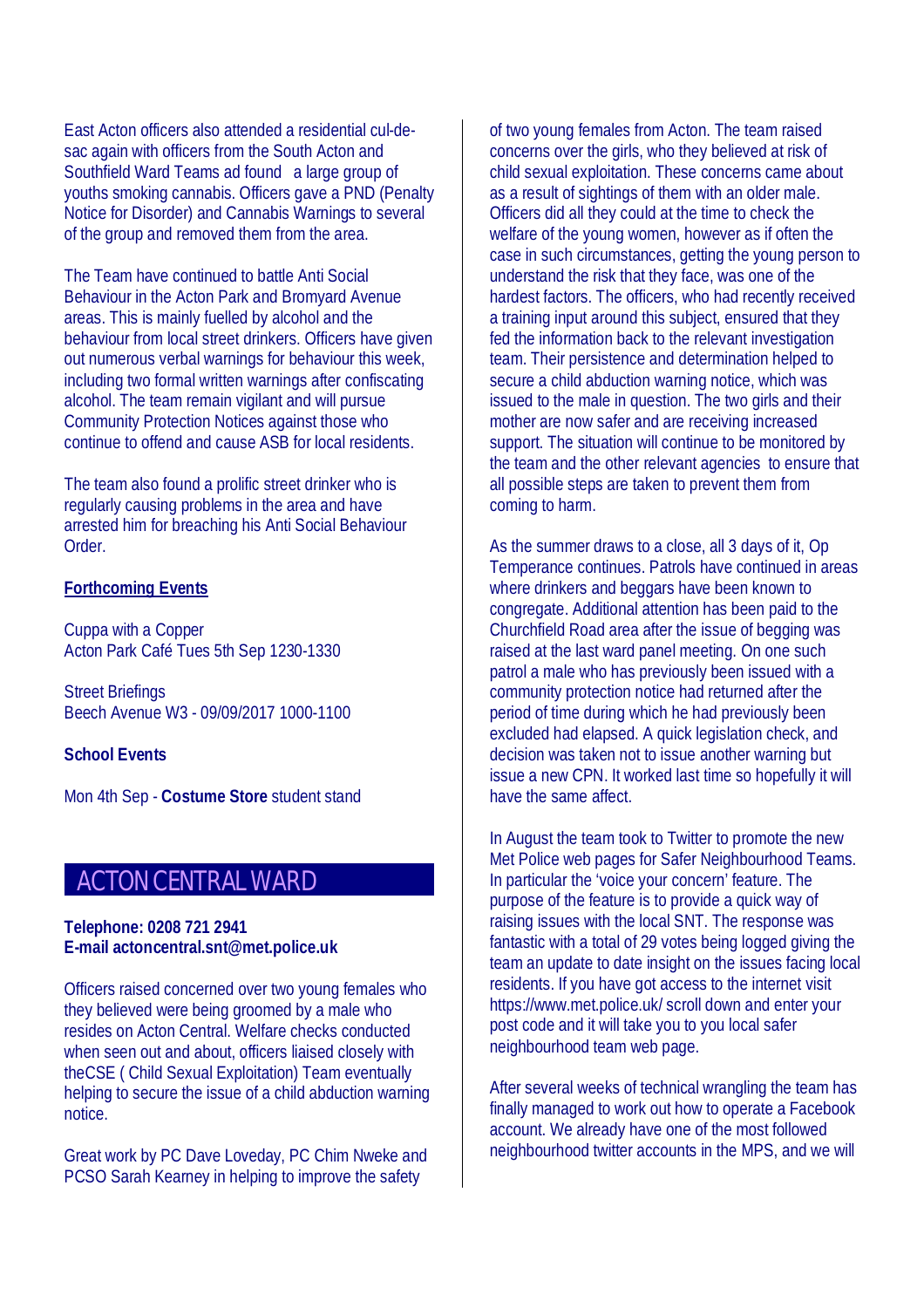East Acton officers also attended a residential cul-de-sac again with officers from the South Acton and Southfield Ward Teams ad found  a large group of youths smoking cannabis. Officers gave a PND (Penalty Notice for Disorder) and Cannabis Warnings to several of the group and removed them from the area.

The Team have continued to battle Anti Social Behaviour in the Acton Park and Bromyard Avenue areas. This is mainly fuelled by alcohol and the behaviour from local street drinkers. Officers have given out numerous verbal warnings for behaviour this week, including two formal written warnings after confiscating alcohol. The team remain vigilant and will pursue Community Protection Notices against those who continue to offend and cause ASB for local residents.

The team also found a prolific street drinker who is regularly causing problems in the area and have arrested him for breaching his Anti Social Behaviour Order.

**Forthcoming Events**

Cuppa with a Copper
Acton Park Café Tues 5th Sep 1230-1330

Street Briefings
Beech Avenue W3 - 09/09/2017 1000-1100

**School Events**

Mon 4th Sep - **Costume Store** student stand

## ACTON CENTRAL WARD

**Telephone: 0208 721 2941**
**E-mail actoncentral.snt@met.police.uk**

Officers raised concerned over two young females who they believed were being groomed by a male who resides on Acton Central. Welfare checks conducted when seen out and about, officers liaised closely with theCSE ( Child Sexual Exploitation) Team eventually helping to secure the issue of a child abduction warning notice.

Great work by PC Dave Loveday, PC Chim Nweke and PCSO Sarah Kearney in helping to improve the safety of two young females from Acton. The team raised concerns over the girls, who they believed at risk of child sexual exploitation. These concerns came about as a result of sightings of them with an older male. Officers did all they could at the time to check the welfare of the young women, however as if often the case in such circumstances, getting the young person to understand the risk that they face, was one of the hardest factors. The officers, who had recently received a training input around this subject, ensured that they fed the information back to the relevant investigation team. Their persistence and determination helped to secure a child abduction warning notice, which was issued to the male in question. The two girls and their mother are now safer and are receiving increased support. The situation will continue to be monitored by the team and the other relevant agencies  to ensure that all possible steps are taken to prevent them from coming to harm.

As the summer draws to a close, all 3 days of it, Op Temperance continues. Patrols have continued in areas where drinkers and beggars have been known to congregate. Additional attention has been paid to the Churchfield Road area after the issue of begging was raised at the last ward panel meeting. On one such patrol a male who has previously been issued with a community protection notice had returned after the period of time during which he had previously been excluded had elapsed. A quick legislation check, and decision was taken not to issue another warning but issue a new CPN. It worked last time so hopefully it will have the same affect.

In August the team took to Twitter to promote the new Met Police web pages for Safer Neighbourhood Teams. In particular the 'voice your concern' feature. The purpose of the feature is to provide a quick way of raising issues with the local SNT. The response was fantastic with a total of 29 votes being logged giving the team an update to date insight on the issues facing local residents. If you have got access to the internet visit https://www.met.police.uk/ scroll down and enter your post code and it will take you to you local safer neighbourhood team web page.

After several weeks of technical wrangling the team has finally managed to work out how to operate a Facebook account. We already have one of the most followed neighbourhood twitter accounts in the MPS, and we will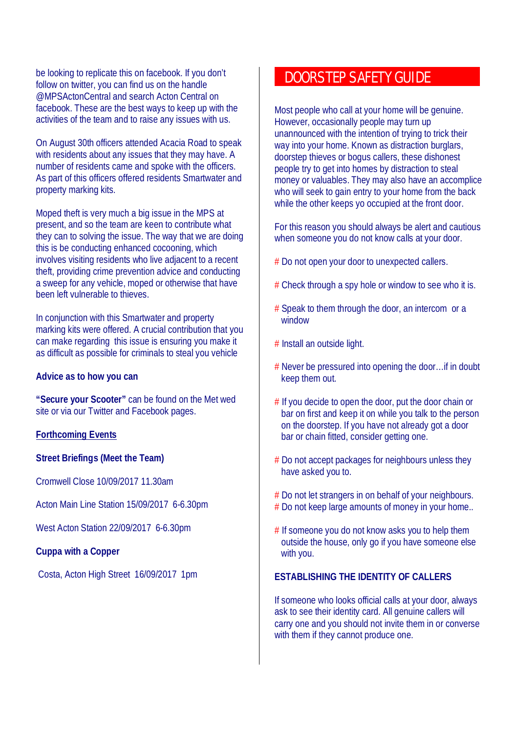be looking to replicate this on facebook. If you don't follow on twitter, you can find us on the handle @MPSActonCentral and search Acton Central on facebook. These are the best ways to keep up with the activities of the team and to raise any issues with us.

On August 30th officers attended Acacia Road to speak with residents about any issues that they may have. A number of residents came and spoke with the officers. As part of this officers offered residents Smartwater and property marking kits.

Moped theft is very much a big issue in the MPS at present, and so the team are keen to contribute what they can to solving the issue. The way that we are doing this is be conducting enhanced cocooning, which involves visiting residents who live adjacent to a recent theft, providing crime prevention advice and conducting a sweep for any vehicle, moped or otherwise that have been left vulnerable to thieves.

In conjunction with this Smartwater and property marking kits were offered. A crucial contribution that you can make regarding this issue is ensuring you make it as difficult as possible for criminals to steal you vehicle

**Advice as to how you can**

**"Secure your Scooter"** can be found on the Met wed site or via our Twitter and Facebook pages.

**Forthcoming Events**

**Street Briefings (Meet the Team)**

Cromwell Close 10/09/2017 11.30am

Acton Main Line Station 15/09/2017 6-6.30pm

West Acton Station 22/09/2017 6-6.30pm

**Cuppa with a Copper**

Costa, Acton High Street 16/09/2017 1pm

## DOORSTEP SAFETY GUIDE

Most people who call at your home will be genuine. However, occasionally people may turn up unannounced with the intention of trying to trick their way into your home. Known as distraction burglars, doorstep thieves or bogus callers, these dishonest people try to get into homes by distraction to steal money or valuables. They may also have an accomplice who will seek to gain entry to your home from the back while the other keeps yo occupied at the front door.

For this reason you should always be alert and cautious when someone you do not know calls at your door.

# Do not open your door to unexpected callers.

# Check through a spy hole or window to see who it is.

# Speak to them through the door, an intercom or a window

# Install an outside light.

# Never be pressured into opening the door…if in doubt keep them out.

# If you decide to open the door, put the door chain or bar on first and keep it on while you talk to the person on the doorstep. If you have not already got a door bar or chain fitted, consider getting one.

# Do not accept packages for neighbours unless they have asked you to.

# Do not let strangers in on behalf of your neighbours.
# Do not keep large amounts of money in your home..

# If someone you do not know asks you to help them outside the house, only go if you have someone else with you.

**ESTABLISHING THE IDENTITY OF CALLERS**

If someone who looks official calls at your door, always ask to see their identity card. All genuine callers will carry one and you should not invite them in or converse with them if they cannot produce one.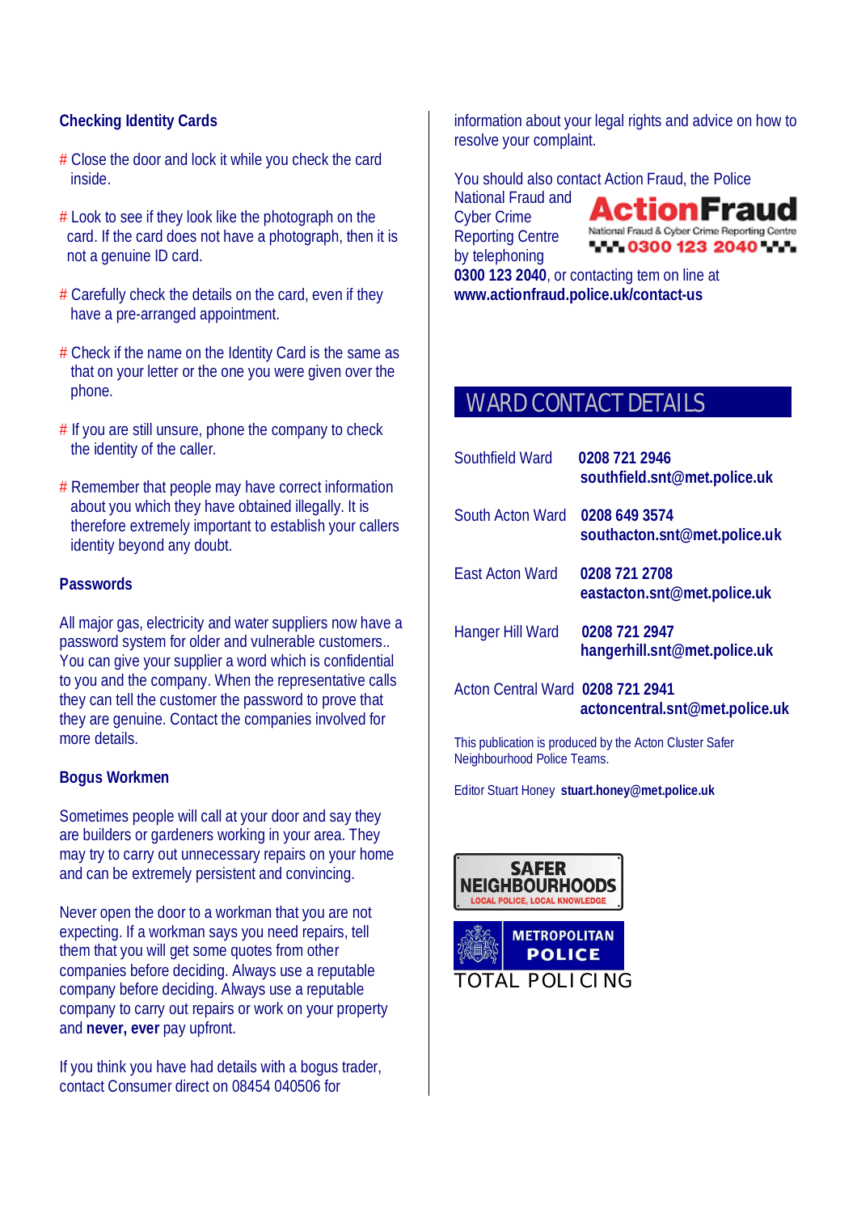### Checking Identity Cards

# Close the door and lock it while you check the card inside.

# Look to see if they look like the photograph on the card. If the card does not have a photograph, then it is not a genuine ID card.

# Carefully check the details on the card, even if they have a pre-arranged appointment.

# Check if the name on the Identity Card is the same as that on your letter or the one you were given over the phone.

# If you are still unsure, phone the company to check the identity of the caller.

# Remember that people may have correct information about you which they have obtained illegally. It is therefore extremely important to establish your callers identity beyond any doubt.

### Passwords

All major gas, electricity and water suppliers now have a password system for older and vulnerable customers.. You can give your supplier a word which is confidential to you and the company. When the representative calls they can tell the customer the password to prove that they are genuine. Contact the companies involved for more details.

### Bogus Workmen

Sometimes people will call at your door and say they are builders or gardeners working in your area. They may try to carry out unnecessary repairs on your home and can be extremely persistent and convincing.

Never open the door to a workman that you are not expecting. If a workman says you need repairs, tell them that you will get some quotes from other companies before deciding. Always use a reputable company before deciding. Always use a reputable company to carry out repairs or work on your property and **never, ever** pay upfront.

If you think you have had details with a bogus trader, contact Consumer direct on 08454 040506 for information about your legal rights and advice on how to resolve your complaint.

You should also contact Action Fraud, the Police National Fraud and Cyber Crime Reporting Centre by telephoning **0300 123 2040**, or contacting tem on line at **www.actionfraud.police.uk/contact-us**

ActionFraud
National Fraud & Cyber Crime Reporting Centre
0300 123 2040

## WARD CONTACT DETAILS

| | | |
|---|---|---|
| Southfield Ward | **0208 721 2946** | **southfield.snt@met.police.uk** |
| South Acton Ward | **0208 649 3574** | **southacton.snt@met.police.uk** |
| East Acton Ward | **0208 721 2708** | **eastacton.snt@met.police.uk** |
| Hanger Hill Ward | **0208 721 2947** | **hangerhill.snt@met.police.uk** |
| Acton Central Ward | **0208 721 2941** | **actoncentral.snt@met.police.uk** |

This publication is produced by the Acton Cluster Safer Neighbourhood Police Teams.

Editor Stuart Honey **stuart.honey@met.police.uk**

SAFER NEIGHBOURHOODS
LOCAL POLICE, LOCAL KNOWLEDGE

METROPOLITAN POLICE
TOTAL POLICING